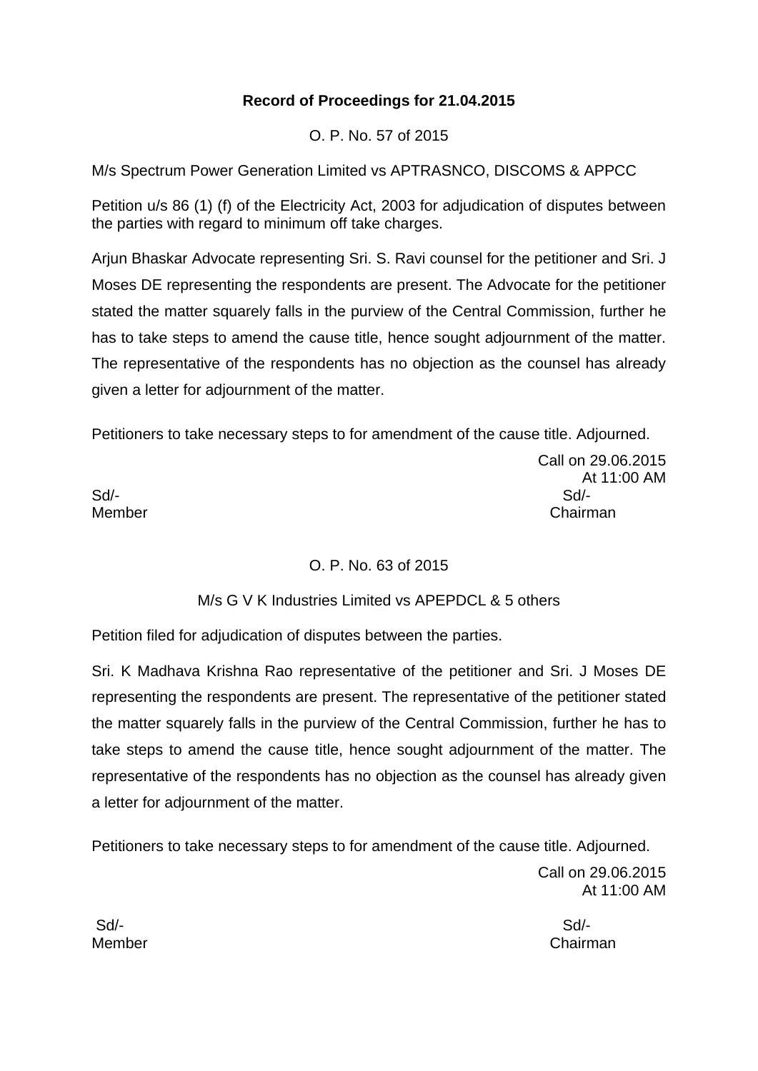**Record of Proceedings for 21.04.2015**

O. P. No. 57 of 2015

M/s Spectrum Power Generation Limited vs APTRASNCO, DISCOMS & APPCC

Petition u/s 86 (1) (f) of the Electricity Act, 2003 for adjudication of disputes between the parties with regard to minimum off take charges.

Arjun Bhaskar Advocate representing Sri. S. Ravi counsel for the petitioner and Sri. J Moses DE representing the respondents are present. The Advocate for the petitioner stated the matter squarely falls in the purview of the Central Commission, further he has to take steps to amend the cause title, hence sought adjournment of the matter. The representative of the respondents has no objection as the counsel has already given a letter for adjournment of the matter.

Petitioners to take necessary steps to for amendment of the cause title. Adjourned.

Call on 29.06.2015
At 11:00 AM

Sd/- Sd/-
Member Chairman

O. P. No. 63 of 2015

M/s G V K Industries Limited vs APEPDCL & 5 others

Petition filed for adjudication of disputes between the parties.

Sri. K Madhava Krishna Rao representative of the petitioner and Sri. J Moses DE representing the respondents are present. The representative of the petitioner stated the matter squarely falls in the purview of the Central Commission, further he has to take steps to amend the cause title, hence sought adjournment of the matter. The representative of the respondents has no objection as the counsel has already given a letter for adjournment of the matter.

Petitioners to take necessary steps to for amendment of the cause title. Adjourned.

Call on 29.06.2015
At 11:00 AM

Sd/- Sd/-
Member Chairman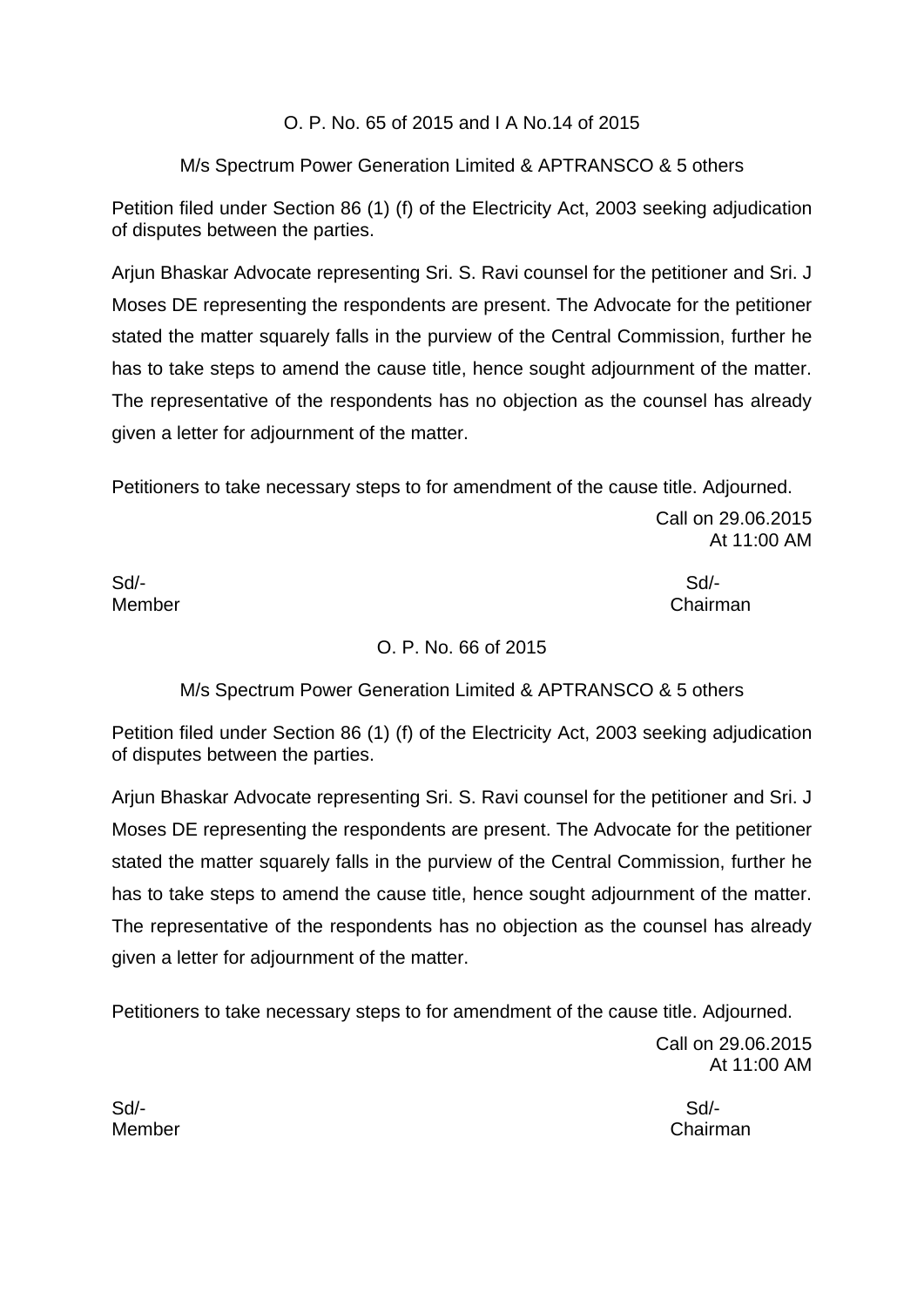O. P. No. 65 of 2015 and I A No.14 of 2015

M/s Spectrum Power Generation Limited & APTRANSCO & 5 others

Petition filed under Section 86 (1) (f) of the Electricity Act, 2003 seeking adjudication of disputes between the parties.

Arjun Bhaskar Advocate representing Sri. S. Ravi counsel for the petitioner and Sri. J Moses DE representing the respondents are present. The Advocate for the petitioner stated the matter squarely falls in the purview of the Central Commission, further he has to take steps to amend the cause title, hence sought adjournment of the matter. The representative of the respondents has no objection as the counsel has already given a letter for adjournment of the matter.

Petitioners to take necessary steps to for amendment of the cause title. Adjourned.

Call on 29.06.2015
At 11:00 AM

Sd/- Sd/-
Member Chairman

O. P. No. 66 of 2015

M/s Spectrum Power Generation Limited & APTRANSCO & 5 others

Petition filed under Section 86 (1) (f) of the Electricity Act, 2003 seeking adjudication of disputes between the parties.

Arjun Bhaskar Advocate representing Sri. S. Ravi counsel for the petitioner and Sri. J Moses DE representing the respondents are present. The Advocate for the petitioner stated the matter squarely falls in the purview of the Central Commission, further he has to take steps to amend the cause title, hence sought adjournment of the matter. The representative of the respondents has no objection as the counsel has already given a letter for adjournment of the matter.

Petitioners to take necessary steps to for amendment of the cause title. Adjourned.

Call on 29.06.2015
At 11:00 AM

Sd/- Sd/-
Member Chairman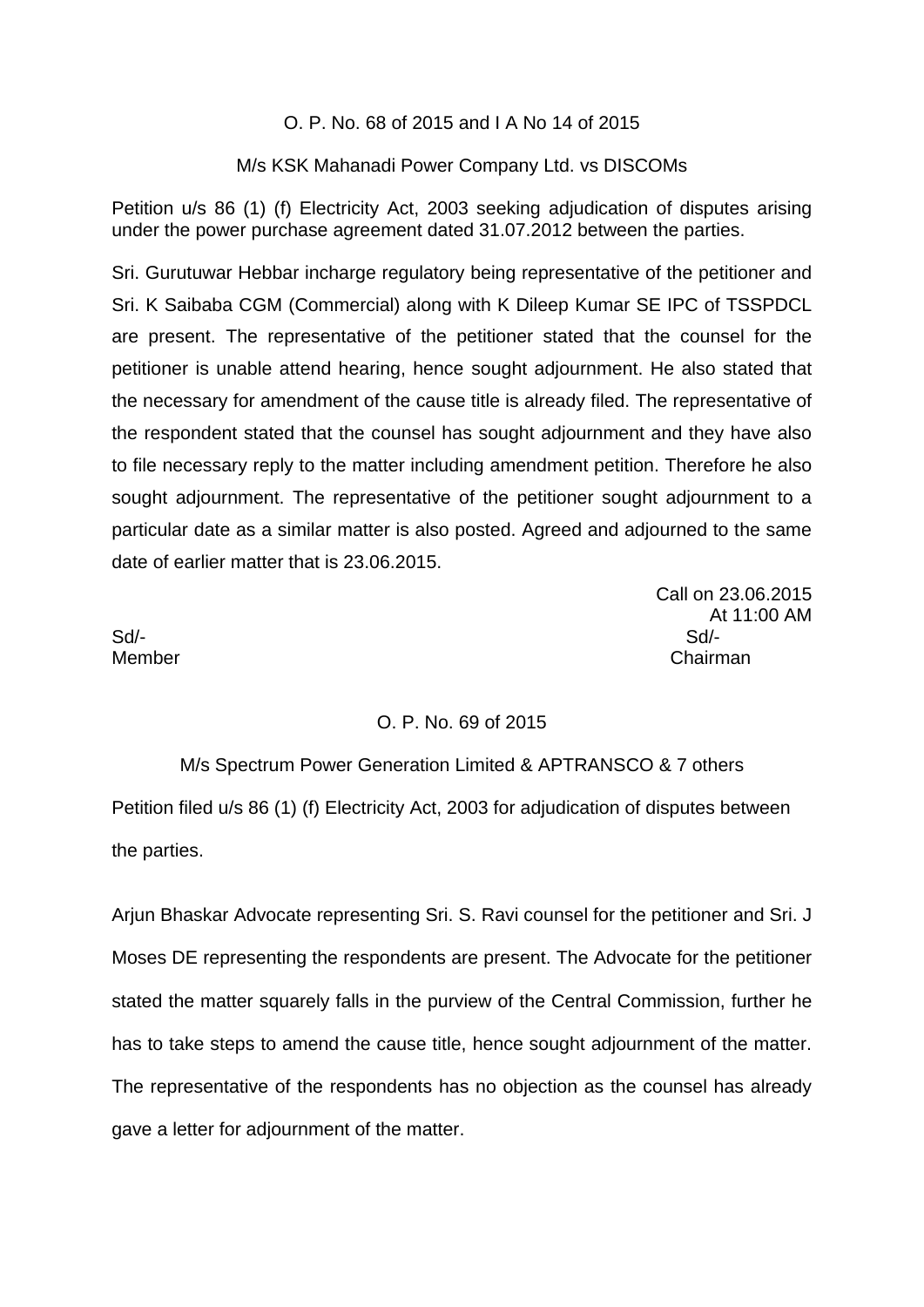O. P. No. 68 of 2015 and I A No 14 of 2015

M/s KSK Mahanadi Power Company Ltd. vs DISCOMs

Petition u/s 86 (1) (f) Electricity Act, 2003 seeking adjudication of disputes arising under the power purchase agreement dated 31.07.2012 between the parties.

Sri. Gurutuwar Hebbar incharge regulatory being representative of the petitioner and Sri. K Saibaba CGM (Commercial) along with K Dileep Kumar SE IPC of TSSPDCL are present. The representative of the petitioner stated that the counsel for the petitioner is unable attend hearing, hence sought adjournment. He also stated that the necessary for amendment of the cause title is already filed. The representative of the respondent stated that the counsel has sought adjournment and they have also to file necessary reply to the matter including amendment petition. Therefore he also sought adjournment. The representative of the petitioner sought adjournment to a particular date as a similar matter is also posted. Agreed and adjourned to the same date of earlier matter that is 23.06.2015.

Call on 23.06.2015
At 11:00 AM

Sd/-                                                                                    Sd/-
Member                                                                              Chairman

O. P. No. 69 of 2015

M/s Spectrum Power Generation Limited & APTRANSCO & 7 others

Petition filed u/s 86 (1) (f) Electricity Act, 2003 for adjudication of disputes between the parties.

Arjun Bhaskar Advocate representing Sri. S. Ravi counsel for the petitioner and Sri. J Moses DE representing the respondents are present. The Advocate for the petitioner stated the matter squarely falls in the purview of the Central Commission, further he has to take steps to amend the cause title, hence sought adjournment of the matter. The representative of the respondents has no objection as the counsel has already gave a letter for adjournment of the matter.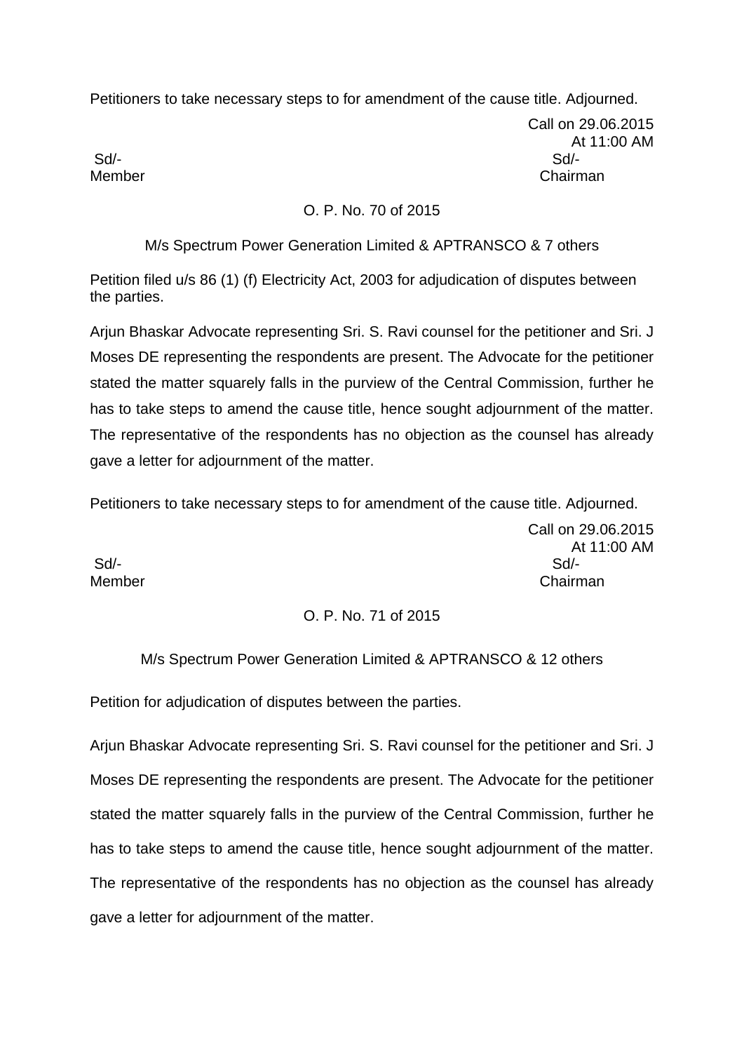Petitioners to take necessary steps to for amendment of the cause title. Adjourned.

Call on 29.06.2015
At 11:00 AM

Sd/- Sd/-
Member Chairman

O. P. No. 70 of 2015

M/s Spectrum Power Generation Limited & APTRANSCO & 7 others

Petition filed u/s 86 (1) (f) Electricity Act, 2003 for adjudication of disputes between the parties.

Arjun Bhaskar Advocate representing Sri. S. Ravi counsel for the petitioner and Sri. J Moses DE representing the respondents are present. The Advocate for the petitioner stated the matter squarely falls in the purview of the Central Commission, further he has to take steps to amend the cause title, hence sought adjournment of the matter. The representative of the respondents has no objection as the counsel has already gave a letter for adjournment of the matter.

Petitioners to take necessary steps to for amendment of the cause title. Adjourned.

Call on 29.06.2015
At 11:00 AM

Sd/- Sd/-
Member Chairman

O. P. No. 71 of 2015

M/s Spectrum Power Generation Limited & APTRANSCO & 12 others

Petition for adjudication of disputes between the parties.

Arjun Bhaskar Advocate representing Sri. S. Ravi counsel for the petitioner and Sri. J Moses DE representing the respondents are present. The Advocate for the petitioner stated the matter squarely falls in the purview of the Central Commission, further he has to take steps to amend the cause title, hence sought adjournment of the matter. The representative of the respondents has no objection as the counsel has already gave a letter for adjournment of the matter.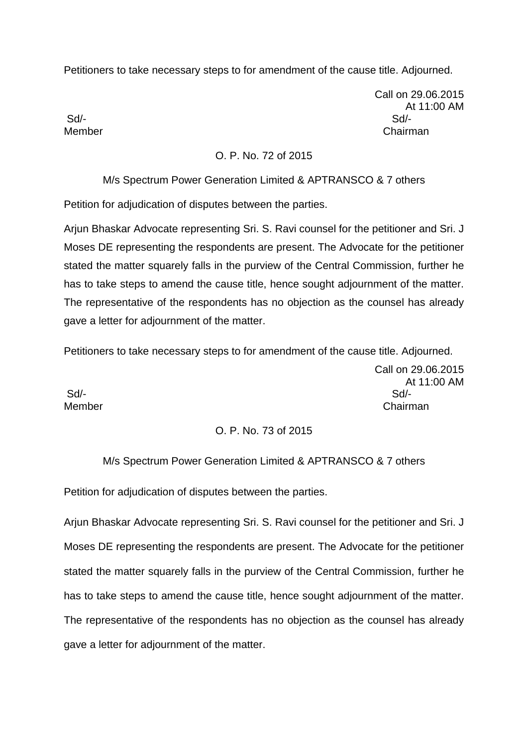Petitioners to take necessary steps to for amendment of the cause title. Adjourned.

Call on 29.06.2015
At 11:00 AM

Sd/- Sd/-
Member Chairman

O. P. No. 72 of 2015

M/s Spectrum Power Generation Limited & APTRANSCO & 7 others

Petition for adjudication of disputes between the parties.

Arjun Bhaskar Advocate representing Sri. S. Ravi counsel for the petitioner and Sri. J Moses DE representing the respondents are present. The Advocate for the petitioner stated the matter squarely falls in the purview of the Central Commission, further he has to take steps to amend the cause title, hence sought adjournment of the matter. The representative of the respondents has no objection as the counsel has already gave a letter for adjournment of the matter.

Petitioners to take necessary steps to for amendment of the cause title. Adjourned.

Call on 29.06.2015
At 11:00 AM

Sd/- Sd/-
Member Chairman

O. P. No. 73 of 2015

M/s Spectrum Power Generation Limited & APTRANSCO & 7 others

Petition for adjudication of disputes between the parties.

Arjun Bhaskar Advocate representing Sri. S. Ravi counsel for the petitioner and Sri. J Moses DE representing the respondents are present. The Advocate for the petitioner stated the matter squarely falls in the purview of the Central Commission, further he has to take steps to amend the cause title, hence sought adjournment of the matter. The representative of the respondents has no objection as the counsel has already gave a letter for adjournment of the matter.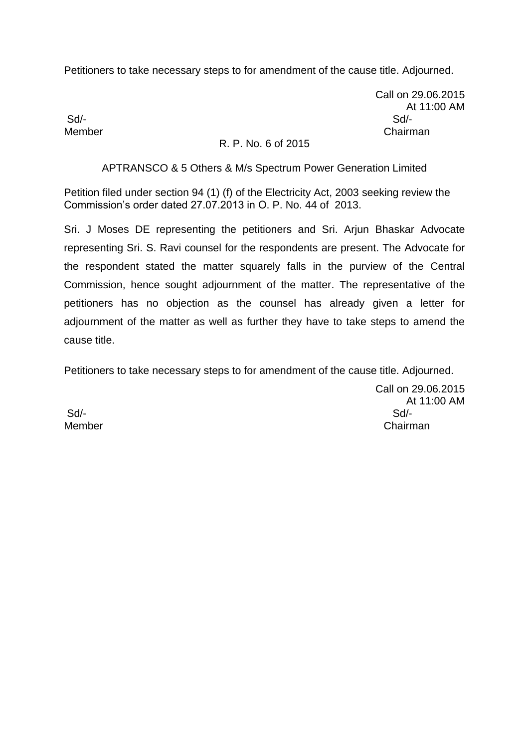Petitioners to take necessary steps to for amendment of the cause title. Adjourned.

Call on 29.06.2015
At 11:00 AM

Sd/- Sd/-
Member Chairman

R. P. No. 6 of 2015

APTRANSCO & 5 Others & M/s Spectrum Power Generation Limited

Petition filed under section 94 (1) (f) of the Electricity Act, 2003 seeking review the Commission's order dated 27.07.2013 in O. P. No. 44 of 2013.

Sri. J Moses DE representing the petitioners and Sri. Arjun Bhaskar Advocate representing Sri. S. Ravi counsel for the respondents are present. The Advocate for the respondent stated the matter squarely falls in the purview of the Central Commission, hence sought adjournment of the matter. The representative of the petitioners has no objection as the counsel has already given a letter for adjournment of the matter as well as further they have to take steps to amend the cause title.

Petitioners to take necessary steps to for amendment of the cause title. Adjourned.

Call on 29.06.2015
At 11:00 AM

Sd/- Sd/-
Member Chairman